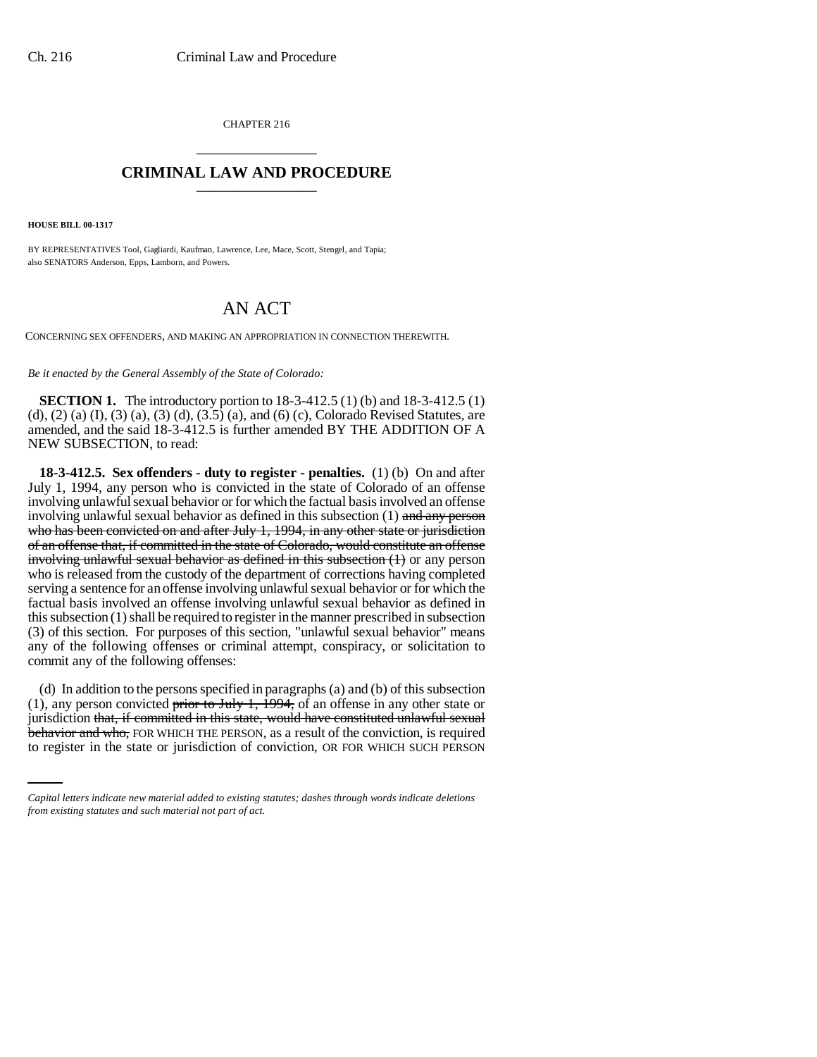CHAPTER 216

# CRIMINAL LAW AND PROCEDURE

**HOUSE BILL 00-1317**

BY REPRESENTATIVES Tool, Gagliardi, Kaufman, Lawrence, Lee, Mace, Scott, Stengel, and Tapia; also SENATORS Anderson, Epps, Lamborn, and Powers.

## AN ACT

CONCERNING SEX OFFENDERS, AND MAKING AN APPROPRIATION IN CONNECTION THEREWITH.

*Be it enacted by the General Assembly of the State of Colorado:*

**SECTION 1.** The introductory portion to 18-3-412.5 (1) (b) and 18-3-412.5 (1) (d), (2) (a) (I), (3) (a), (3) (d), (3.5) (a), and (6) (c), Colorado Revised Statutes, are amended, and the said 18-3-412.5 is further amended BY THE ADDITION OF A NEW SUBSECTION, to read:

**18-3-412.5. Sex offenders - duty to register - penalties.** (1) (b) On and after July 1, 1994, any person who is convicted in the state of Colorado of an offense involving unlawful sexual behavior or for which the factual basis involved an offense involving unlawful sexual behavior as defined in this subsection (1) ~~and any person who has been convicted on and after July 1, 1994, in any other state or jurisdiction of an offense that, if committed in the state of Colorado, would constitute an offense involving unlawful sexual behavior as defined in this subsection (1)~~ or any person who is released from the custody of the department of corrections having completed serving a sentence for an offense involving unlawful sexual behavior or for which the factual basis involved an offense involving unlawful sexual behavior as defined in this subsection (1) shall be required to register in the manner prescribed in subsection (3) of this section. For purposes of this section, "unlawful sexual behavior" means any of the following offenses or criminal attempt, conspiracy, or solicitation to commit any of the following offenses:

(d) In addition to the persons specified in paragraphs (a) and (b) of this subsection (1), any person convicted ~~prior to July 1, 1994,~~ of an offense in any other state or jurisdiction ~~that, if committed in this state, would have constituted unlawful sexual behavior and who,~~ FOR WHICH THE PERSON, as a result of the conviction, is required to register in the state or jurisdiction of conviction, OR FOR WHICH SUCH PERSON

*Capital letters indicate new material added to existing statutes; dashes through words indicate deletions from existing statutes and such material not part of act.*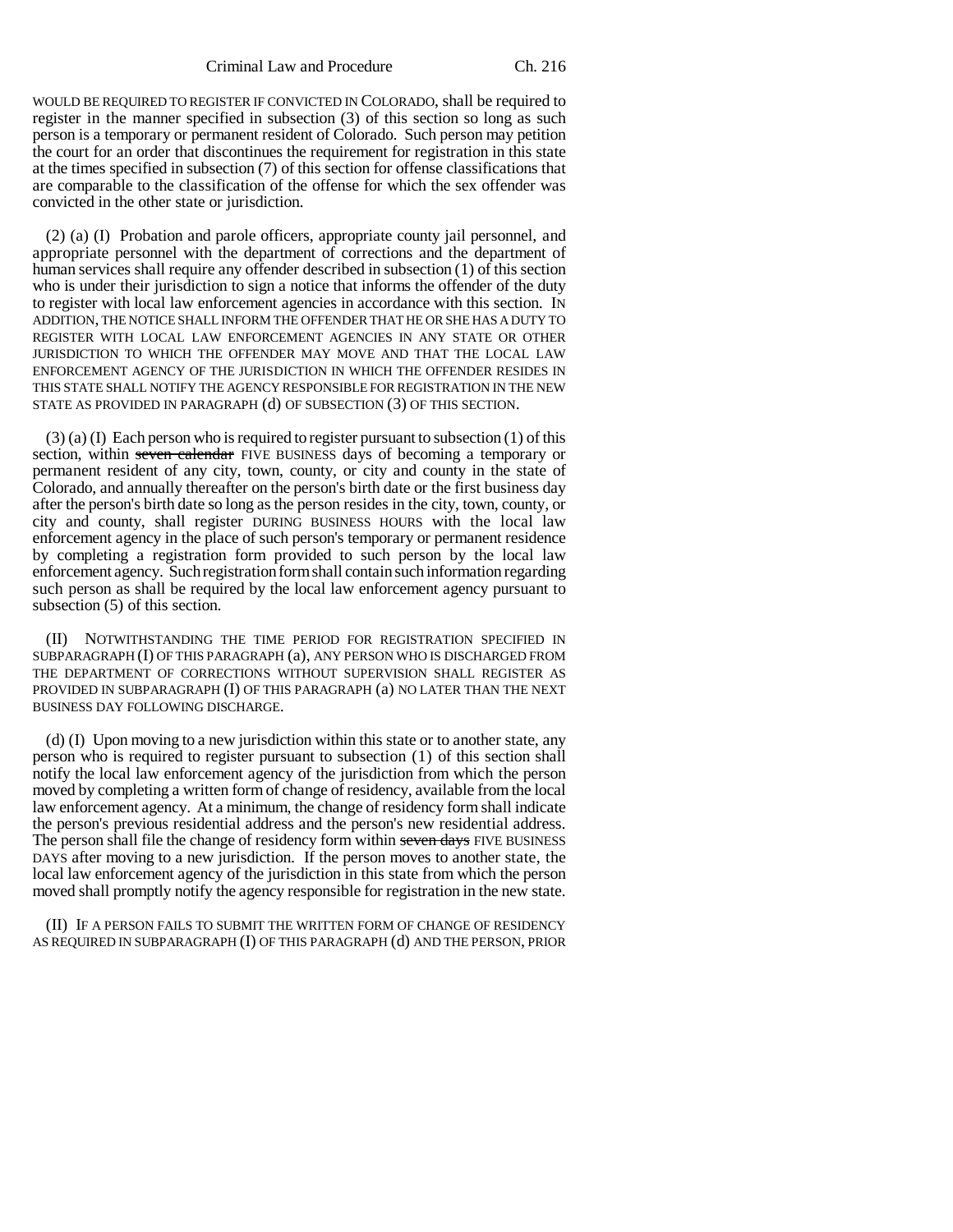WOULD BE REQUIRED TO REGISTER IF CONVICTED IN COLORADO, shall be required to register in the manner specified in subsection (3) of this section so long as such person is a temporary or permanent resident of Colorado. Such person may petition the court for an order that discontinues the requirement for registration in this state at the times specified in subsection (7) of this section for offense classifications that are comparable to the classification of the offense for which the sex offender was convicted in the other state or jurisdiction.

(2) (a) (I) Probation and parole officers, appropriate county jail personnel, and appropriate personnel with the department of corrections and the department of human services shall require any offender described in subsection (1) of this section who is under their jurisdiction to sign a notice that informs the offender of the duty to register with local law enforcement agencies in accordance with this section. IN ADDITION, THE NOTICE SHALL INFORM THE OFFENDER THAT HE OR SHE HAS A DUTY TO REGISTER WITH LOCAL LAW ENFORCEMENT AGENCIES IN ANY STATE OR OTHER JURISDICTION TO WHICH THE OFFENDER MAY MOVE AND THAT THE LOCAL LAW ENFORCEMENT AGENCY OF THE JURISDICTION IN WHICH THE OFFENDER RESIDES IN THIS STATE SHALL NOTIFY THE AGENCY RESPONSIBLE FOR REGISTRATION IN THE NEW STATE AS PROVIDED IN PARAGRAPH (d) OF SUBSECTION (3) OF THIS SECTION.

(3) (a) (I) Each person who is required to register pursuant to subsection (1) of this section, within ~~seven calendar~~ FIVE BUSINESS days of becoming a temporary or permanent resident of any city, town, county, or city and county in the state of Colorado, and annually thereafter on the person's birth date or the first business day after the person's birth date so long as the person resides in the city, town, county, or city and county, shall register DURING BUSINESS HOURS with the local law enforcement agency in the place of such person's temporary or permanent residence by completing a registration form provided to such person by the local law enforcement agency. Such registration form shall contain such information regarding such person as shall be required by the local law enforcement agency pursuant to subsection (5) of this section.

(II) NOTWITHSTANDING THE TIME PERIOD FOR REGISTRATION SPECIFIED IN SUBPARAGRAPH (I) OF THIS PARAGRAPH (a), ANY PERSON WHO IS DISCHARGED FROM THE DEPARTMENT OF CORRECTIONS WITHOUT SUPERVISION SHALL REGISTER AS PROVIDED IN SUBPARAGRAPH (I) OF THIS PARAGRAPH (a) NO LATER THAN THE NEXT BUSINESS DAY FOLLOWING DISCHARGE.

(d) (I) Upon moving to a new jurisdiction within this state or to another state, any person who is required to register pursuant to subsection (1) of this section shall notify the local law enforcement agency of the jurisdiction from which the person moved by completing a written form of change of residency, available from the local law enforcement agency. At a minimum, the change of residency form shall indicate the person's previous residential address and the person's new residential address. The person shall file the change of residency form within ~~seven days~~ FIVE BUSINESS DAYS after moving to a new jurisdiction. If the person moves to another state, the local law enforcement agency of the jurisdiction in this state from which the person moved shall promptly notify the agency responsible for registration in the new state.

(II) IF A PERSON FAILS TO SUBMIT THE WRITTEN FORM OF CHANGE OF RESIDENCY AS REQUIRED IN SUBPARAGRAPH (I) OF THIS PARAGRAPH (d) AND THE PERSON, PRIOR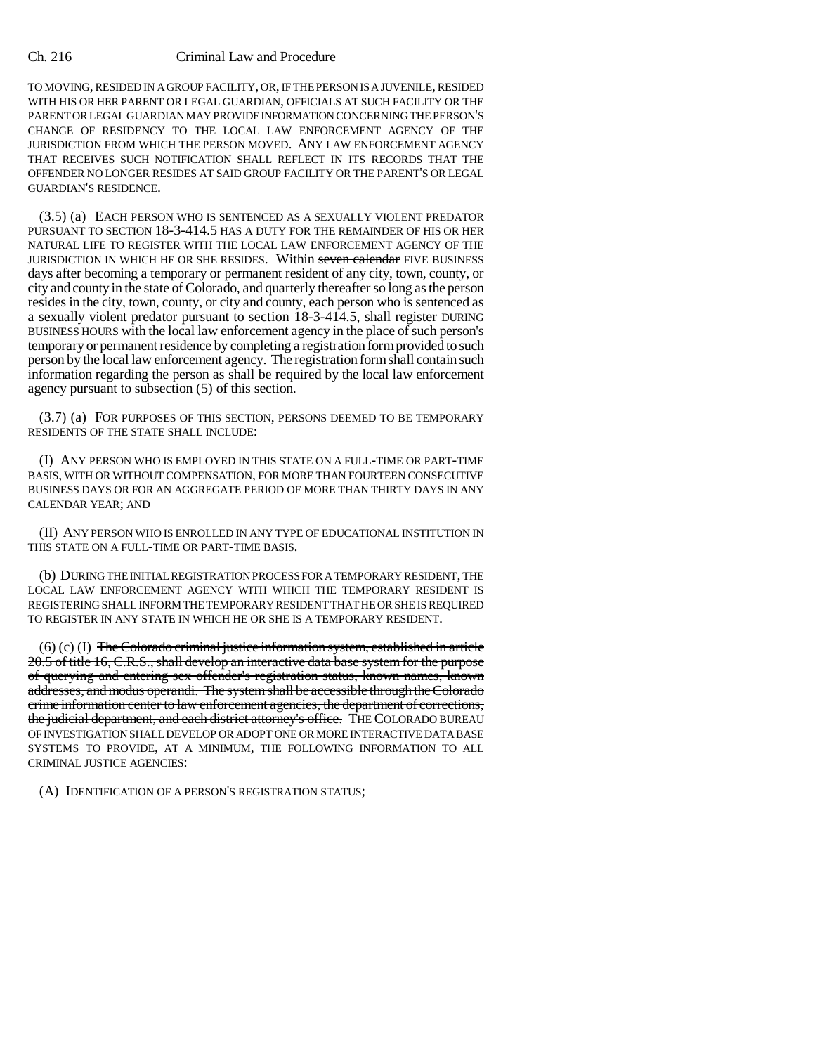TO MOVING, RESIDED IN A GROUP FACILITY, OR, IF THE PERSON IS A JUVENILE, RESIDED WITH HIS OR HER PARENT OR LEGAL GUARDIAN, OFFICIALS AT SUCH FACILITY OR THE PARENT OR LEGAL GUARDIAN MAY PROVIDE INFORMATION CONCERNING THE PERSON'S CHANGE OF RESIDENCY TO THE LOCAL LAW ENFORCEMENT AGENCY OF THE JURISDICTION FROM WHICH THE PERSON MOVED. ANY LAW ENFORCEMENT AGENCY THAT RECEIVES SUCH NOTIFICATION SHALL REFLECT IN ITS RECORDS THAT THE OFFENDER NO LONGER RESIDES AT SAID GROUP FACILITY OR THE PARENT'S OR LEGAL GUARDIAN'S RESIDENCE.

(3.5) (a) EACH PERSON WHO IS SENTENCED AS A SEXUALLY VIOLENT PREDATOR PURSUANT TO SECTION 18-3-414.5 HAS A DUTY FOR THE REMAINDER OF HIS OR HER NATURAL LIFE TO REGISTER WITH THE LOCAL LAW ENFORCEMENT AGENCY OF THE JURISDICTION IN WHICH HE OR SHE RESIDES. Within ~~seven calendar~~ FIVE BUSINESS days after becoming a temporary or permanent resident of any city, town, county, or city and county in the state of Colorado, and quarterly thereafter so long as the person resides in the city, town, county, or city and county, each person who is sentenced as a sexually violent predator pursuant to section 18-3-414.5, shall register DURING BUSINESS HOURS with the local law enforcement agency in the place of such person's temporary or permanent residence by completing a registration form provided to such person by the local law enforcement agency. The registration form shall contain such information regarding the person as shall be required by the local law enforcement agency pursuant to subsection (5) of this section.

(3.7) (a) FOR PURPOSES OF THIS SECTION, PERSONS DEEMED TO BE TEMPORARY RESIDENTS OF THE STATE SHALL INCLUDE:

(I) ANY PERSON WHO IS EMPLOYED IN THIS STATE ON A FULL-TIME OR PART-TIME BASIS, WITH OR WITHOUT COMPENSATION, FOR MORE THAN FOURTEEN CONSECUTIVE BUSINESS DAYS OR FOR AN AGGREGATE PERIOD OF MORE THAN THIRTY DAYS IN ANY CALENDAR YEAR; AND

(II) ANY PERSON WHO IS ENROLLED IN ANY TYPE OF EDUCATIONAL INSTITUTION IN THIS STATE ON A FULL-TIME OR PART-TIME BASIS.

(b) DURING THE INITIAL REGISTRATION PROCESS FOR A TEMPORARY RESIDENT, THE LOCAL LAW ENFORCEMENT AGENCY WITH WHICH THE TEMPORARY RESIDENT IS REGISTERING SHALL INFORM THE TEMPORARY RESIDENT THAT HE OR SHE IS REQUIRED TO REGISTER IN ANY STATE IN WHICH HE OR SHE IS A TEMPORARY RESIDENT.

(6) (c) (I) ~~The Colorado criminal justice information system, established in article 20.5 of title 16, C.R.S., shall develop an interactive data base system for the purpose of querying and entering sex offender's registration status, known names, known addresses, and modus operandi. The system shall be accessible through the Colorado crime information center to law enforcement agencies, the department of corrections, the judicial department, and each district attorney's office.~~ THE COLORADO BUREAU OF INVESTIGATION SHALL DEVELOP OR ADOPT ONE OR MORE INTERACTIVE DATA BASE SYSTEMS TO PROVIDE, AT A MINIMUM, THE FOLLOWING INFORMATION TO ALL CRIMINAL JUSTICE AGENCIES:

(A) IDENTIFICATION OF A PERSON'S REGISTRATION STATUS;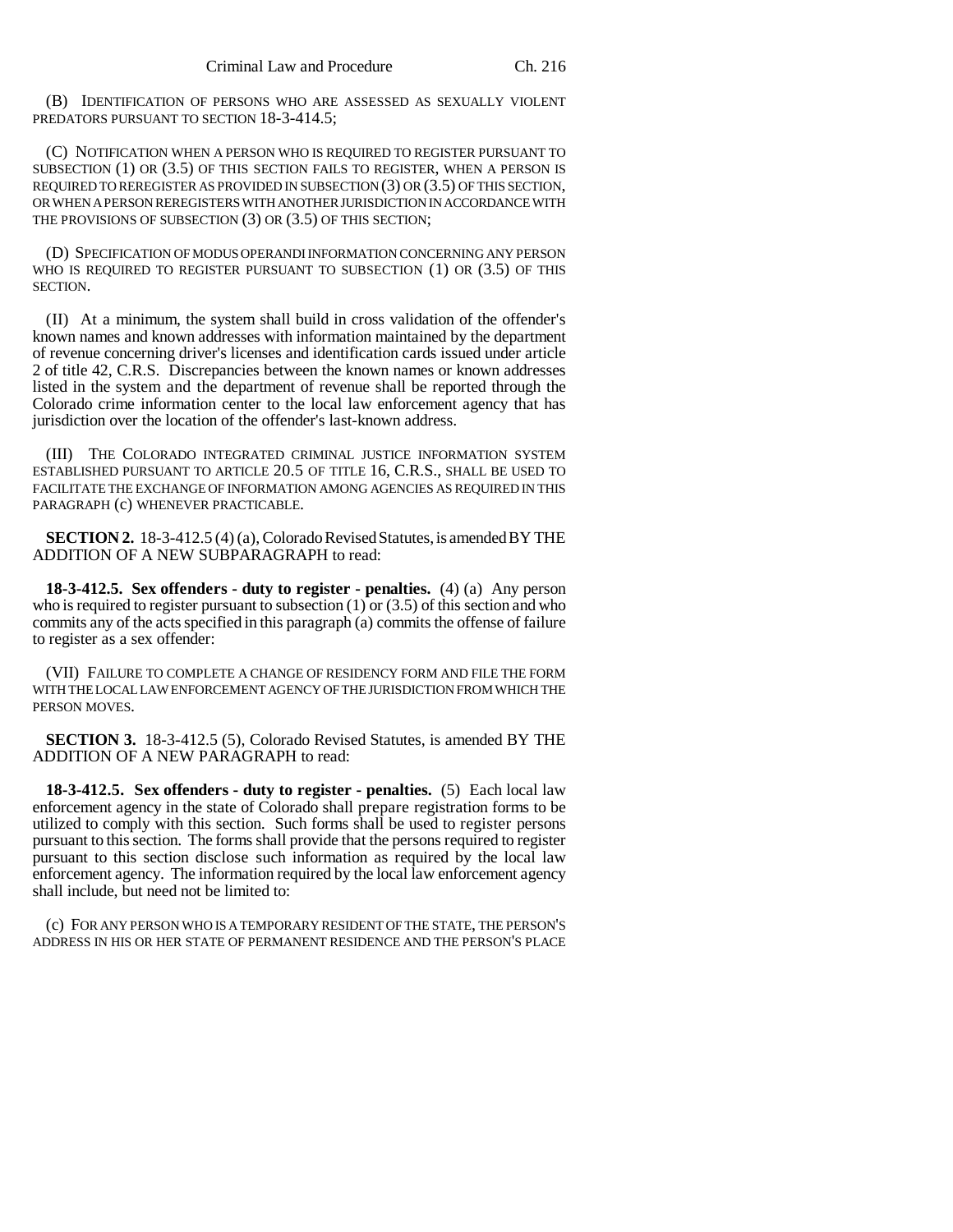(B) IDENTIFICATION OF PERSONS WHO ARE ASSESSED AS SEXUALLY VIOLENT PREDATORS PURSUANT TO SECTION 18-3-414.5;

(C) NOTIFICATION WHEN A PERSON WHO IS REQUIRED TO REGISTER PURSUANT TO SUBSECTION (1) OR (3.5) OF THIS SECTION FAILS TO REGISTER, WHEN A PERSON IS REQUIRED TO REREGISTER AS PROVIDED IN SUBSECTION (3) OR (3.5) OF THIS SECTION, OR WHEN A PERSON REREGISTERS WITH ANOTHER JURISDICTION IN ACCORDANCE WITH THE PROVISIONS OF SUBSECTION (3) OR (3.5) OF THIS SECTION;

(D) SPECIFICATION OF MODUS OPERANDI INFORMATION CONCERNING ANY PERSON WHO IS REQUIRED TO REGISTER PURSUANT TO SUBSECTION (1) OR (3.5) OF THIS SECTION.

(II) At a minimum, the system shall build in cross validation of the offender's known names and known addresses with information maintained by the department of revenue concerning driver's licenses and identification cards issued under article 2 of title 42, C.R.S. Discrepancies between the known names or known addresses listed in the system and the department of revenue shall be reported through the Colorado crime information center to the local law enforcement agency that has jurisdiction over the location of the offender's last-known address.

(III) THE COLORADO INTEGRATED CRIMINAL JUSTICE INFORMATION SYSTEM ESTABLISHED PURSUANT TO ARTICLE 20.5 OF TITLE 16, C.R.S., SHALL BE USED TO FACILITATE THE EXCHANGE OF INFORMATION AMONG AGENCIES AS REQUIRED IN THIS PARAGRAPH (c) WHENEVER PRACTICABLE.

**SECTION 2.** 18-3-412.5 (4) (a), Colorado Revised Statutes, is amended BY THE ADDITION OF A NEW SUBPARAGRAPH to read:

**18-3-412.5. Sex offenders - duty to register - penalties.** (4) (a) Any person who is required to register pursuant to subsection (1) or (3.5) of this section and who commits any of the acts specified in this paragraph (a) commits the offense of failure to register as a sex offender:

(VII) FAILURE TO COMPLETE A CHANGE OF RESIDENCY FORM AND FILE THE FORM WITH THE LOCAL LAW ENFORCEMENT AGENCY OF THE JURISDICTION FROM WHICH THE PERSON MOVES.

**SECTION 3.** 18-3-412.5 (5), Colorado Revised Statutes, is amended BY THE ADDITION OF A NEW PARAGRAPH to read:

**18-3-412.5. Sex offenders - duty to register - penalties.** (5) Each local law enforcement agency in the state of Colorado shall prepare registration forms to be utilized to comply with this section. Such forms shall be used to register persons pursuant to this section. The forms shall provide that the persons required to register pursuant to this section disclose such information as required by the local law enforcement agency. The information required by the local law enforcement agency shall include, but need not be limited to:

(c) FOR ANY PERSON WHO IS A TEMPORARY RESIDENT OF THE STATE, THE PERSON'S ADDRESS IN HIS OR HER STATE OF PERMANENT RESIDENCE AND THE PERSON'S PLACE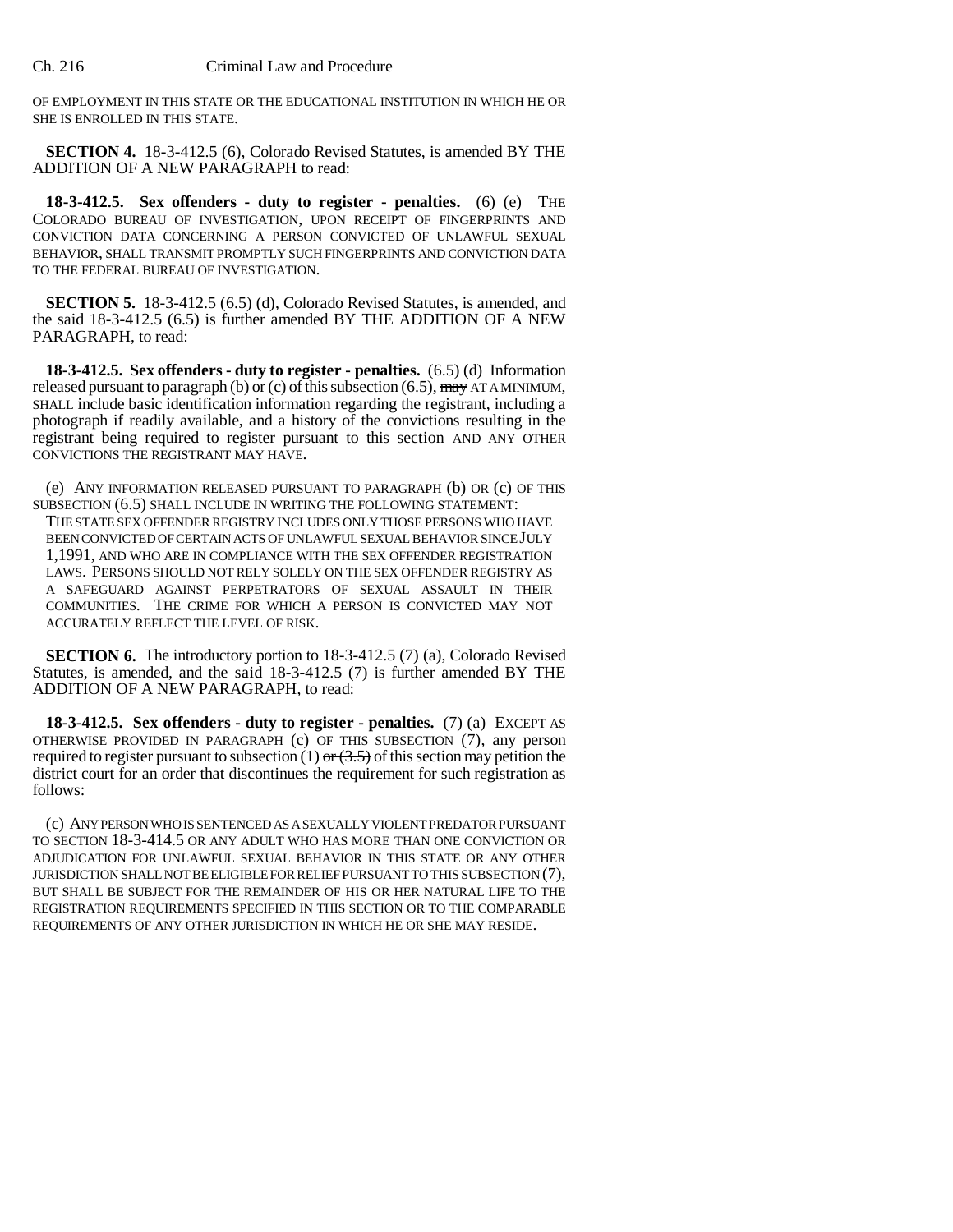OF EMPLOYMENT IN THIS STATE OR THE EDUCATIONAL INSTITUTION IN WHICH HE OR SHE IS ENROLLED IN THIS STATE.

**SECTION 4.** 18-3-412.5 (6), Colorado Revised Statutes, is amended BY THE ADDITION OF A NEW PARAGRAPH to read:

**18-3-412.5. Sex offenders - duty to register - penalties.** (6) (e) THE COLORADO BUREAU OF INVESTIGATION, UPON RECEIPT OF FINGERPRINTS AND CONVICTION DATA CONCERNING A PERSON CONVICTED OF UNLAWFUL SEXUAL BEHAVIOR, SHALL TRANSMIT PROMPTLY SUCH FINGERPRINTS AND CONVICTION DATA TO THE FEDERAL BUREAU OF INVESTIGATION.

**SECTION 5.** 18-3-412.5 (6.5) (d), Colorado Revised Statutes, is amended, and the said 18-3-412.5 (6.5) is further amended BY THE ADDITION OF A NEW PARAGRAPH, to read:

**18-3-412.5. Sex offenders - duty to register - penalties.** (6.5) (d) Information released pursuant to paragraph (b) or (c) of this subsection (6.5), ~~may~~ AT A MINIMUM, SHALL include basic identification information regarding the registrant, including a photograph if readily available, and a history of the convictions resulting in the registrant being required to register pursuant to this section AND ANY OTHER CONVICTIONS THE REGISTRANT MAY HAVE.

(e) ANY INFORMATION RELEASED PURSUANT TO PARAGRAPH (b) OR (c) OF THIS SUBSECTION (6.5) SHALL INCLUDE IN WRITING THE FOLLOWING STATEMENT:

THE STATE SEX OFFENDER REGISTRY INCLUDES ONLY THOSE PERSONS WHO HAVE BEEN CONVICTED OF CERTAIN ACTS OF UNLAWFUL SEXUAL BEHAVIOR SINCE JULY 1, 1991, AND WHO ARE IN COMPLIANCE WITH THE SEX OFFENDER REGISTRATION LAWS. PERSONS SHOULD NOT RELY SOLELY ON THE SEX OFFENDER REGISTRY AS A SAFEGUARD AGAINST PERPETRATORS OF SEXUAL ASSAULT IN THEIR COMMUNITIES. THE CRIME FOR WHICH A PERSON IS CONVICTED MAY NOT ACCURATELY REFLECT THE LEVEL OF RISK.

**SECTION 6.** The introductory portion to 18-3-412.5 (7) (a), Colorado Revised Statutes, is amended, and the said 18-3-412.5 (7) is further amended BY THE ADDITION OF A NEW PARAGRAPH, to read:

**18-3-412.5. Sex offenders - duty to register - penalties.** (7) (a) EXCEPT AS OTHERWISE PROVIDED IN PARAGRAPH (c) OF THIS SUBSECTION (7), any person required to register pursuant to subsection (1) ~~or (3.5)~~ of this section may petition the district court for an order that discontinues the requirement for such registration as follows:

(c) ANY PERSON WHO IS SENTENCED AS A SEXUALLY VIOLENT PREDATOR PURSUANT TO SECTION 18-3-414.5 OR ANY ADULT WHO HAS MORE THAN ONE CONVICTION OR ADJUDICATION FOR UNLAWFUL SEXUAL BEHAVIOR IN THIS STATE OR ANY OTHER JURISDICTION SHALL NOT BE ELIGIBLE FOR RELIEF PURSUANT TO THIS SUBSECTION (7), BUT SHALL BE SUBJECT FOR THE REMAINDER OF HIS OR HER NATURAL LIFE TO THE REGISTRATION REQUIREMENTS SPECIFIED IN THIS SECTION OR TO THE COMPARABLE REQUIREMENTS OF ANY OTHER JURISDICTION IN WHICH HE OR SHE MAY RESIDE.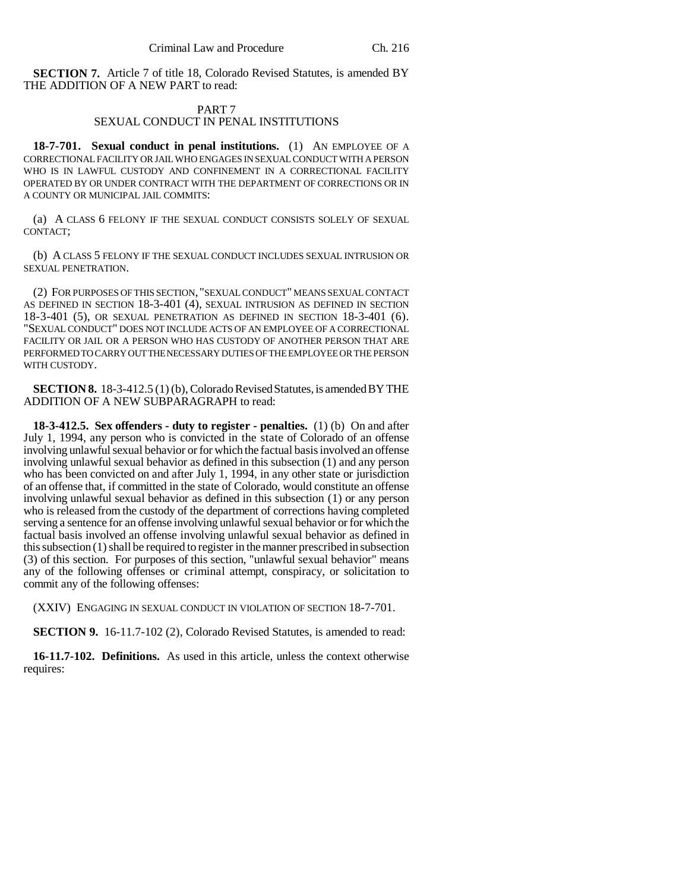**SECTION 7.** Article 7 of title 18, Colorado Revised Statutes, is amended BY THE ADDITION OF A NEW PART to read:

PART 7
SEXUAL CONDUCT IN PENAL INSTITUTIONS

**18-7-701. Sexual conduct in penal institutions.** (1) AN EMPLOYEE OF A CORRECTIONAL FACILITY OR JAIL WHO ENGAGES IN SEXUAL CONDUCT WITH A PERSON WHO IS IN LAWFUL CUSTODY AND CONFINEMENT IN A CORRECTIONAL FACILITY OPERATED BY OR UNDER CONTRACT WITH THE DEPARTMENT OF CORRECTIONS OR IN A COUNTY OR MUNICIPAL JAIL COMMITS:

(a) A CLASS 6 FELONY IF THE SEXUAL CONDUCT CONSISTS SOLELY OF SEXUAL CONTACT;

(b) A CLASS 5 FELONY IF THE SEXUAL CONDUCT INCLUDES SEXUAL INTRUSION OR SEXUAL PENETRATION.

(2) FOR PURPOSES OF THIS SECTION, "SEXUAL CONDUCT" MEANS SEXUAL CONTACT AS DEFINED IN SECTION 18-3-401 (4), SEXUAL INTRUSION AS DEFINED IN SECTION 18-3-401 (5), OR SEXUAL PENETRATION AS DEFINED IN SECTION 18-3-401 (6). "SEXUAL CONDUCT" DOES NOT INCLUDE ACTS OF AN EMPLOYEE OF A CORRECTIONAL FACILITY OR JAIL OR A PERSON WHO HAS CUSTODY OF ANOTHER PERSON THAT ARE PERFORMED TO CARRY OUT THE NECESSARY DUTIES OF THE EMPLOYEE OR THE PERSON WITH CUSTODY.

**SECTION 8.** 18-3-412.5 (1) (b), Colorado Revised Statutes, is amended BY THE ADDITION OF A NEW SUBPARAGRAPH to read:

**18-3-412.5. Sex offenders - duty to register - penalties.** (1) (b) On and after July 1, 1994, any person who is convicted in the state of Colorado of an offense involving unlawful sexual behavior or for which the factual basis involved an offense involving unlawful sexual behavior as defined in this subsection (1) and any person who has been convicted on and after July 1, 1994, in any other state or jurisdiction of an offense that, if committed in the state of Colorado, would constitute an offense involving unlawful sexual behavior as defined in this subsection (1) or any person who is released from the custody of the department of corrections having completed serving a sentence for an offense involving unlawful sexual behavior or for which the factual basis involved an offense involving unlawful sexual behavior as defined in this subsection (1) shall be required to register in the manner prescribed in subsection (3) of this section. For purposes of this section, "unlawful sexual behavior" means any of the following offenses or criminal attempt, conspiracy, or solicitation to commit any of the following offenses:

(XXIV) ENGAGING IN SEXUAL CONDUCT IN VIOLATION OF SECTION 18-7-701.

**SECTION 9.** 16-11.7-102 (2), Colorado Revised Statutes, is amended to read:

**16-11.7-102. Definitions.** As used in this article, unless the context otherwise requires: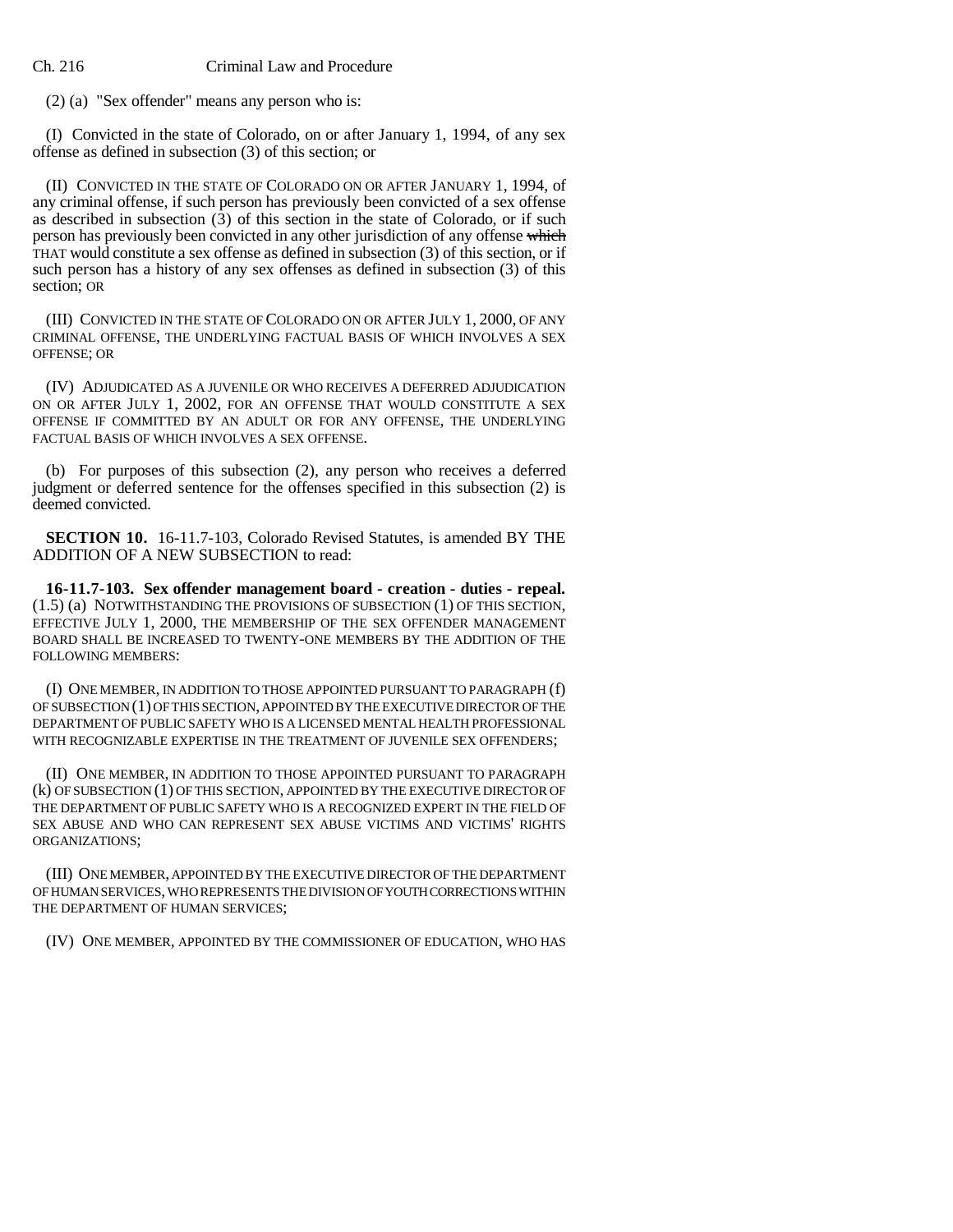(2) (a) "Sex offender" means any person who is:

(I) Convicted in the state of Colorado, on or after January 1, 1994, of any sex offense as defined in subsection (3) of this section; or

(II) CONVICTED IN THE STATE OF COLORADO ON OR AFTER JANUARY 1, 1994, of any criminal offense, if such person has previously been convicted of a sex offense as described in subsection (3) of this section in the state of Colorado, or if such person has previously been convicted in any other jurisdiction of any offense ~~which~~ THAT would constitute a sex offense as defined in subsection (3) of this section, or if such person has a history of any sex offenses as defined in subsection (3) of this section; OR

(III) CONVICTED IN THE STATE OF COLORADO ON OR AFTER JULY 1, 2000, OF ANY CRIMINAL OFFENSE, THE UNDERLYING FACTUAL BASIS OF WHICH INVOLVES A SEX OFFENSE; OR

(IV) ADJUDICATED AS A JUVENILE OR WHO RECEIVES A DEFERRED ADJUDICATION ON OR AFTER JULY 1, 2002, FOR AN OFFENSE THAT WOULD CONSTITUTE A SEX OFFENSE IF COMMITTED BY AN ADULT OR FOR ANY OFFENSE, THE UNDERLYING FACTUAL BASIS OF WHICH INVOLVES A SEX OFFENSE.

(b) For purposes of this subsection (2), any person who receives a deferred judgment or deferred sentence for the offenses specified in this subsection (2) is deemed convicted.

**SECTION 10.** 16-11.7-103, Colorado Revised Statutes, is amended BY THE ADDITION OF A NEW SUBSECTION to read:

**16-11.7-103. Sex offender management board - creation - duties - repeal.** (1.5) (a) NOTWITHSTANDING THE PROVISIONS OF SUBSECTION (1) OF THIS SECTION, EFFECTIVE JULY 1, 2000, THE MEMBERSHIP OF THE SEX OFFENDER MANAGEMENT BOARD SHALL BE INCREASED TO TWENTY-ONE MEMBERS BY THE ADDITION OF THE FOLLOWING MEMBERS:

(I) ONE MEMBER, IN ADDITION TO THOSE APPOINTED PURSUANT TO PARAGRAPH (f) OF SUBSECTION (1) OF THIS SECTION, APPOINTED BY THE EXECUTIVE DIRECTOR OF THE DEPARTMENT OF PUBLIC SAFETY WHO IS A LICENSED MENTAL HEALTH PROFESSIONAL WITH RECOGNIZABLE EXPERTISE IN THE TREATMENT OF JUVENILE SEX OFFENDERS;

(II) ONE MEMBER, IN ADDITION TO THOSE APPOINTED PURSUANT TO PARAGRAPH (k) OF SUBSECTION (1) OF THIS SECTION, APPOINTED BY THE EXECUTIVE DIRECTOR OF THE DEPARTMENT OF PUBLIC SAFETY WHO IS A RECOGNIZED EXPERT IN THE FIELD OF SEX ABUSE AND WHO CAN REPRESENT SEX ABUSE VICTIMS AND VICTIMS' RIGHTS ORGANIZATIONS;

(III) ONE MEMBER, APPOINTED BY THE EXECUTIVE DIRECTOR OF THE DEPARTMENT OF HUMAN SERVICES, WHO REPRESENTS THE DIVISION OF YOUTH CORRECTIONS WITHIN THE DEPARTMENT OF HUMAN SERVICES;

(IV) ONE MEMBER, APPOINTED BY THE COMMISSIONER OF EDUCATION, WHO HAS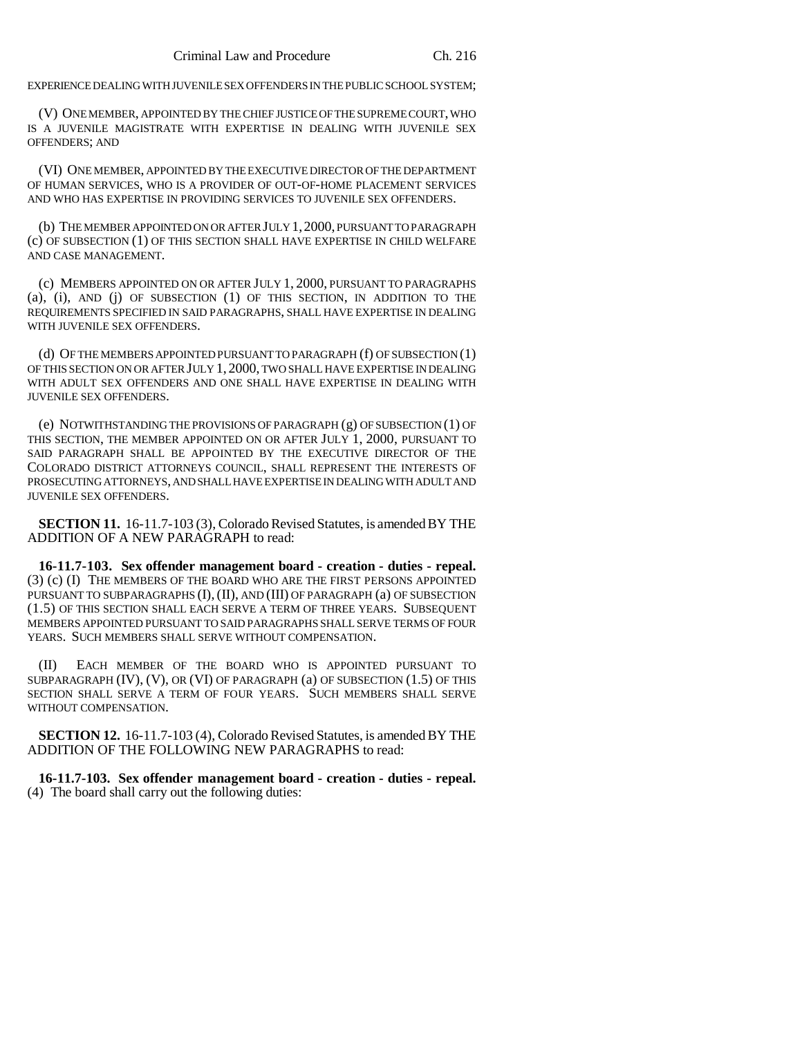EXPERIENCE DEALING WITH JUVENILE SEX OFFENDERS IN THE PUBLIC SCHOOL SYSTEM;

(V) ONE MEMBER, APPOINTED BY THE CHIEF JUSTICE OF THE SUPREME COURT, WHO IS A JUVENILE MAGISTRATE WITH EXPERTISE IN DEALING WITH JUVENILE SEX OFFENDERS; AND

(VI) ONE MEMBER, APPOINTED BY THE EXECUTIVE DIRECTOR OF THE DEPARTMENT OF HUMAN SERVICES, WHO IS A PROVIDER OF OUT-OF-HOME PLACEMENT SERVICES AND WHO HAS EXPERTISE IN PROVIDING SERVICES TO JUVENILE SEX OFFENDERS.

(b) THE MEMBER APPOINTED ON OR AFTER JULY 1, 2000, PURSUANT TO PARAGRAPH (c) OF SUBSECTION (1) OF THIS SECTION SHALL HAVE EXPERTISE IN CHILD WELFARE AND CASE MANAGEMENT.

(c) MEMBERS APPOINTED ON OR AFTER JULY 1, 2000, PURSUANT TO PARAGRAPHS (a), (i), AND (j) OF SUBSECTION (1) OF THIS SECTION, IN ADDITION TO THE REQUIREMENTS SPECIFIED IN SAID PARAGRAPHS, SHALL HAVE EXPERTISE IN DEALING WITH JUVENILE SEX OFFENDERS.

(d) OF THE MEMBERS APPOINTED PURSUANT TO PARAGRAPH (f) OF SUBSECTION (1) OF THIS SECTION ON OR AFTER JULY 1, 2000, TWO SHALL HAVE EXPERTISE IN DEALING WITH ADULT SEX OFFENDERS AND ONE SHALL HAVE EXPERTISE IN DEALING WITH JUVENILE SEX OFFENDERS.

(e) NOTWITHSTANDING THE PROVISIONS OF PARAGRAPH (g) OF SUBSECTION (1) OF THIS SECTION, THE MEMBER APPOINTED ON OR AFTER JULY 1, 2000, PURSUANT TO SAID PARAGRAPH SHALL BE APPOINTED BY THE EXECUTIVE DIRECTOR OF THE COLORADO DISTRICT ATTORNEYS COUNCIL, SHALL REPRESENT THE INTERESTS OF PROSECUTING ATTORNEYS, AND SHALL HAVE EXPERTISE IN DEALING WITH ADULT AND JUVENILE SEX OFFENDERS.

**SECTION 11.** 16-11.7-103 (3), Colorado Revised Statutes, is amended BY THE ADDITION OF A NEW PARAGRAPH to read:

**16-11.7-103. Sex offender management board - creation - duties - repeal.** (3) (c) (I) THE MEMBERS OF THE BOARD WHO ARE THE FIRST PERSONS APPOINTED PURSUANT TO SUBPARAGRAPHS (I), (II), AND (III) OF PARAGRAPH (a) OF SUBSECTION (1.5) OF THIS SECTION SHALL EACH SERVE A TERM OF THREE YEARS. SUBSEQUENT MEMBERS APPOINTED PURSUANT TO SAID PARAGRAPHS SHALL SERVE TERMS OF FOUR YEARS. SUCH MEMBERS SHALL SERVE WITHOUT COMPENSATION.

(II) EACH MEMBER OF THE BOARD WHO IS APPOINTED PURSUANT TO SUBPARAGRAPH (IV), (V), OR (VI) OF PARAGRAPH (a) OF SUBSECTION (1.5) OF THIS SECTION SHALL SERVE A TERM OF FOUR YEARS. SUCH MEMBERS SHALL SERVE WITHOUT COMPENSATION.

**SECTION 12.** 16-11.7-103 (4), Colorado Revised Statutes, is amended BY THE ADDITION OF THE FOLLOWING NEW PARAGRAPHS to read:

**16-11.7-103. Sex offender management board - creation - duties - repeal.** (4) The board shall carry out the following duties: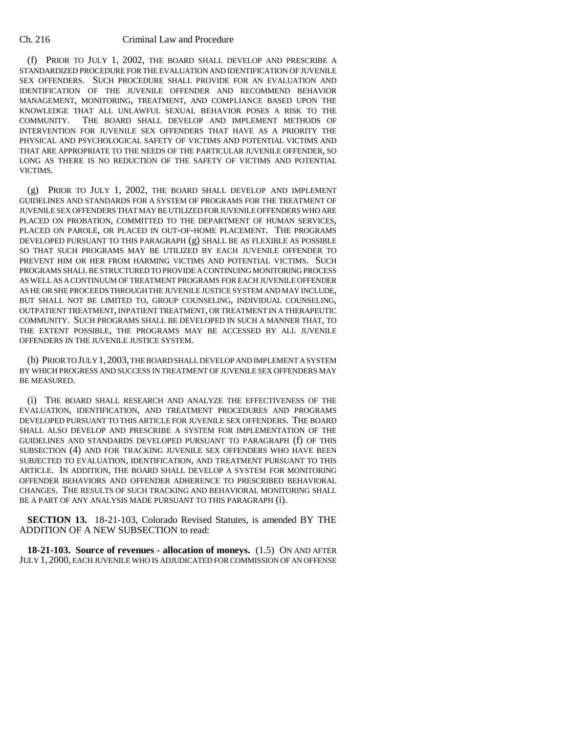(f) PRIOR TO JULY 1, 2002, THE BOARD SHALL DEVELOP AND PRESCRIBE A STANDARDIZED PROCEDURE FOR THE EVALUATION AND IDENTIFICATION OF JUVENILE SEX OFFENDERS. SUCH PROCEDURE SHALL PROVIDE FOR AN EVALUATION AND IDENTIFICATION OF THE JUVENILE OFFENDER AND RECOMMEND BEHAVIOR MANAGEMENT, MONITORING, TREATMENT, AND COMPLIANCE BASED UPON THE KNOWLEDGE THAT ALL UNLAWFUL SEXUAL BEHAVIOR POSES A RISK TO THE COMMUNITY. THE BOARD SHALL DEVELOP AND IMPLEMENT METHODS OF INTERVENTION FOR JUVENILE SEX OFFENDERS THAT HAVE AS A PRIORITY THE PHYSICAL AND PSYCHOLOGICAL SAFETY OF VICTIMS AND POTENTIAL VICTIMS AND THAT ARE APPROPRIATE TO THE NEEDS OF THE PARTICULAR JUVENILE OFFENDER, SO LONG AS THERE IS NO REDUCTION OF THE SAFETY OF VICTIMS AND POTENTIAL VICTIMS.

(g) PRIOR TO JULY 1, 2002, THE BOARD SHALL DEVELOP AND IMPLEMENT GUIDELINES AND STANDARDS FOR A SYSTEM OF PROGRAMS FOR THE TREATMENT OF JUVENILE SEX OFFENDERS THAT MAY BE UTILIZED FOR JUVENILE OFFENDERS WHO ARE PLACED ON PROBATION, COMMITTED TO THE DEPARTMENT OF HUMAN SERVICES, PLACED ON PAROLE, OR PLACED IN OUT-OF-HOME PLACEMENT. THE PROGRAMS DEVELOPED PURSUANT TO THIS PARAGRAPH (g) SHALL BE AS FLEXIBLE AS POSSIBLE SO THAT SUCH PROGRAMS MAY BE UTILIZED BY EACH JUVENILE OFFENDER TO PREVENT HIM OR HER FROM HARMING VICTIMS AND POTENTIAL VICTIMS. SUCH PROGRAMS SHALL BE STRUCTURED TO PROVIDE A CONTINUING MONITORING PROCESS AS WELL AS A CONTINUUM OF TREATMENT PROGRAMS FOR EACH JUVENILE OFFENDER AS HE OR SHE PROCEEDS THROUGH THE JUVENILE JUSTICE SYSTEM AND MAY INCLUDE, BUT SHALL NOT BE LIMITED TO, GROUP COUNSELING, INDIVIDUAL COUNSELING, OUTPATIENT TREATMENT, INPATIENT TREATMENT, OR TREATMENT IN A THERAPEUTIC COMMUNITY. SUCH PROGRAMS SHALL BE DEVELOPED IN SUCH A MANNER THAT, TO THE EXTENT POSSIBLE, THE PROGRAMS MAY BE ACCESSED BY ALL JUVENILE OFFENDERS IN THE JUVENILE JUSTICE SYSTEM.

(h) PRIOR TO JULY 1, 2003, THE BOARD SHALL DEVELOP AND IMPLEMENT A SYSTEM BY WHICH PROGRESS AND SUCCESS IN TREATMENT OF JUVENILE SEX OFFENDERS MAY BE MEASURED.

(i) THE BOARD SHALL RESEARCH AND ANALYZE THE EFFECTIVENESS OF THE EVALUATION, IDENTIFICATION, AND TREATMENT PROCEDURES AND PROGRAMS DEVELOPED PURSUANT TO THIS ARTICLE FOR JUVENILE SEX OFFENDERS. THE BOARD SHALL ALSO DEVELOP AND PRESCRIBE A SYSTEM FOR IMPLEMENTATION OF THE GUIDELINES AND STANDARDS DEVELOPED PURSUANT TO PARAGRAPH (f) OF THIS SUBSECTION (4) AND FOR TRACKING JUVENILE SEX OFFENDERS WHO HAVE BEEN SUBJECTED TO EVALUATION, IDENTIFICATION, AND TREATMENT PURSUANT TO THIS ARTICLE. IN ADDITION, THE BOARD SHALL DEVELOP A SYSTEM FOR MONITORING OFFENDER BEHAVIORS AND OFFENDER ADHERENCE TO PRESCRIBED BEHAVIORAL CHANGES. THE RESULTS OF SUCH TRACKING AND BEHAVIORAL MONITORING SHALL BE A PART OF ANY ANALYSIS MADE PURSUANT TO THIS PARAGRAPH (i).

**SECTION 13.** 18-21-103, Colorado Revised Statutes, is amended BY THE ADDITION OF A NEW SUBSECTION to read:

**18-21-103. Source of revenues - allocation of moneys.** (1.5) ON AND AFTER JULY 1, 2000, EACH JUVENILE WHO IS ADJUDICATED FOR COMMISSION OF AN OFFENSE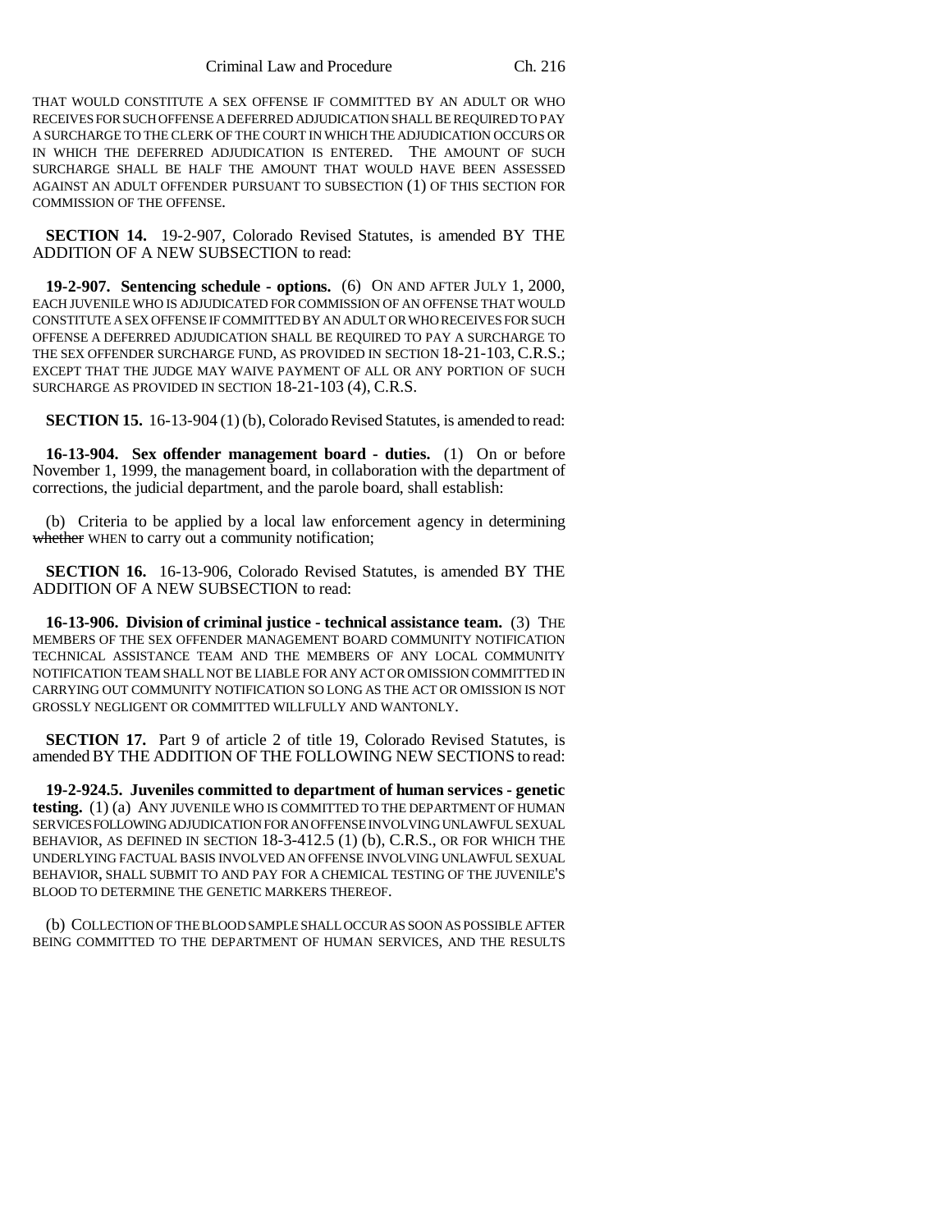THAT WOULD CONSTITUTE A SEX OFFENSE IF COMMITTED BY AN ADULT OR WHO RECEIVES FOR SUCH OFFENSE A DEFERRED ADJUDICATION SHALL BE REQUIRED TO PAY A SURCHARGE TO THE CLERK OF THE COURT IN WHICH THE ADJUDICATION OCCURS OR IN WHICH THE DEFERRED ADJUDICATION IS ENTERED. THE AMOUNT OF SUCH SURCHARGE SHALL BE HALF THE AMOUNT THAT WOULD HAVE BEEN ASSESSED AGAINST AN ADULT OFFENDER PURSUANT TO SUBSECTION (1) OF THIS SECTION FOR COMMISSION OF THE OFFENSE.

**SECTION 14.** 19-2-907, Colorado Revised Statutes, is amended BY THE ADDITION OF A NEW SUBSECTION to read:

**19-2-907. Sentencing schedule - options.** (6) ON AND AFTER JULY 1, 2000, EACH JUVENILE WHO IS ADJUDICATED FOR COMMISSION OF AN OFFENSE THAT WOULD CONSTITUTE A SEX OFFENSE IF COMMITTED BY AN ADULT OR WHO RECEIVES FOR SUCH OFFENSE A DEFERRED ADJUDICATION SHALL BE REQUIRED TO PAY A SURCHARGE TO THE SEX OFFENDER SURCHARGE FUND, AS PROVIDED IN SECTION 18-21-103, C.R.S.; EXCEPT THAT THE JUDGE MAY WAIVE PAYMENT OF ALL OR ANY PORTION OF SUCH SURCHARGE AS PROVIDED IN SECTION 18-21-103 (4), C.R.S.

**SECTION 15.** 16-13-904 (1) (b), Colorado Revised Statutes, is amended to read:

**16-13-904. Sex offender management board - duties.** (1) On or before November 1, 1999, the management board, in collaboration with the department of corrections, the judicial department, and the parole board, shall establish:

(b) Criteria to be applied by a local law enforcement agency in determining ~~whether~~ WHEN to carry out a community notification;

**SECTION 16.** 16-13-906, Colorado Revised Statutes, is amended BY THE ADDITION OF A NEW SUBSECTION to read:

**16-13-906. Division of criminal justice - technical assistance team.** (3) THE MEMBERS OF THE SEX OFFENDER MANAGEMENT BOARD COMMUNITY NOTIFICATION TECHNICAL ASSISTANCE TEAM AND THE MEMBERS OF ANY LOCAL COMMUNITY NOTIFICATION TEAM SHALL NOT BE LIABLE FOR ANY ACT OR OMISSION COMMITTED IN CARRYING OUT COMMUNITY NOTIFICATION SO LONG AS THE ACT OR OMISSION IS NOT GROSSLY NEGLIGENT OR COMMITTED WILLFULLY AND WANTONLY.

**SECTION 17.** Part 9 of article 2 of title 19, Colorado Revised Statutes, is amended BY THE ADDITION OF THE FOLLOWING NEW SECTIONS to read:

**19-2-924.5. Juveniles committed to department of human services - genetic testing.** (1) (a) ANY JUVENILE WHO IS COMMITTED TO THE DEPARTMENT OF HUMAN SERVICES FOLLOWING ADJUDICATION FOR AN OFFENSE INVOLVING UNLAWFUL SEXUAL BEHAVIOR, AS DEFINED IN SECTION 18-3-412.5 (1) (b), C.R.S., OR FOR WHICH THE UNDERLYING FACTUAL BASIS INVOLVED AN OFFENSE INVOLVING UNLAWFUL SEXUAL BEHAVIOR, SHALL SUBMIT TO AND PAY FOR A CHEMICAL TESTING OF THE JUVENILE'S BLOOD TO DETERMINE THE GENETIC MARKERS THEREOF.

(b) COLLECTION OF THE BLOOD SAMPLE SHALL OCCUR AS SOON AS POSSIBLE AFTER BEING COMMITTED TO THE DEPARTMENT OF HUMAN SERVICES, AND THE RESULTS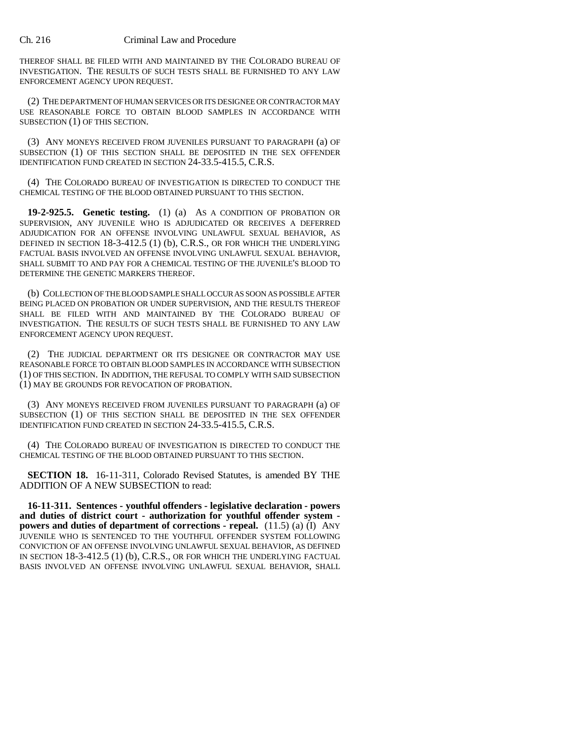THEREOF SHALL BE FILED WITH AND MAINTAINED BY THE COLORADO BUREAU OF INVESTIGATION. THE RESULTS OF SUCH TESTS SHALL BE FURNISHED TO ANY LAW ENFORCEMENT AGENCY UPON REQUEST.

(2) THE DEPARTMENT OF HUMAN SERVICES OR ITS DESIGNEE OR CONTRACTOR MAY USE REASONABLE FORCE TO OBTAIN BLOOD SAMPLES IN ACCORDANCE WITH SUBSECTION (1) OF THIS SECTION.

(3) ANY MONEYS RECEIVED FROM JUVENILES PURSUANT TO PARAGRAPH (a) OF SUBSECTION (1) OF THIS SECTION SHALL BE DEPOSITED IN THE SEX OFFENDER IDENTIFICATION FUND CREATED IN SECTION 24-33.5-415.5, C.R.S.

(4) THE COLORADO BUREAU OF INVESTIGATION IS DIRECTED TO CONDUCT THE CHEMICAL TESTING OF THE BLOOD OBTAINED PURSUANT TO THIS SECTION.

**19-2-925.5. Genetic testing.** (1) (a) AS A CONDITION OF PROBATION OR SUPERVISION, ANY JUVENILE WHO IS ADJUDICATED OR RECEIVES A DEFERRED ADJUDICATION FOR AN OFFENSE INVOLVING UNLAWFUL SEXUAL BEHAVIOR, AS DEFINED IN SECTION 18-3-412.5 (1) (b), C.R.S., OR FOR WHICH THE UNDERLYING FACTUAL BASIS INVOLVED AN OFFENSE INVOLVING UNLAWFUL SEXUAL BEHAVIOR, SHALL SUBMIT TO AND PAY FOR A CHEMICAL TESTING OF THE JUVENILE'S BLOOD TO DETERMINE THE GENETIC MARKERS THEREOF.

(b) COLLECTION OF THE BLOOD SAMPLE SHALL OCCUR AS SOON AS POSSIBLE AFTER BEING PLACED ON PROBATION OR UNDER SUPERVISION, AND THE RESULTS THEREOF SHALL BE FILED WITH AND MAINTAINED BY THE COLORADO BUREAU OF INVESTIGATION. THE RESULTS OF SUCH TESTS SHALL BE FURNISHED TO ANY LAW ENFORCEMENT AGENCY UPON REQUEST.

(2) THE JUDICIAL DEPARTMENT OR ITS DESIGNEE OR CONTRACTOR MAY USE REASONABLE FORCE TO OBTAIN BLOOD SAMPLES IN ACCORDANCE WITH SUBSECTION (1) OF THIS SECTION. IN ADDITION, THE REFUSAL TO COMPLY WITH SAID SUBSECTION (1) MAY BE GROUNDS FOR REVOCATION OF PROBATION.

(3) ANY MONEYS RECEIVED FROM JUVENILES PURSUANT TO PARAGRAPH (a) OF SUBSECTION (1) OF THIS SECTION SHALL BE DEPOSITED IN THE SEX OFFENDER IDENTIFICATION FUND CREATED IN SECTION 24-33.5-415.5, C.R.S.

(4) THE COLORADO BUREAU OF INVESTIGATION IS DIRECTED TO CONDUCT THE CHEMICAL TESTING OF THE BLOOD OBTAINED PURSUANT TO THIS SECTION.

**SECTION 18.** 16-11-311, Colorado Revised Statutes, is amended BY THE ADDITION OF A NEW SUBSECTION to read:

**16-11-311. Sentences - youthful offenders - legislative declaration - powers and duties of district court - authorization for youthful offender system - powers and duties of department of corrections - repeal.** (11.5) (a) (I) ANY JUVENILE WHO IS SENTENCED TO THE YOUTHFUL OFFENDER SYSTEM FOLLOWING CONVICTION OF AN OFFENSE INVOLVING UNLAWFUL SEXUAL BEHAVIOR, AS DEFINED IN SECTION 18-3-412.5 (1) (b), C.R.S., OR FOR WHICH THE UNDERLYING FACTUAL BASIS INVOLVED AN OFFENSE INVOLVING UNLAWFUL SEXUAL BEHAVIOR, SHALL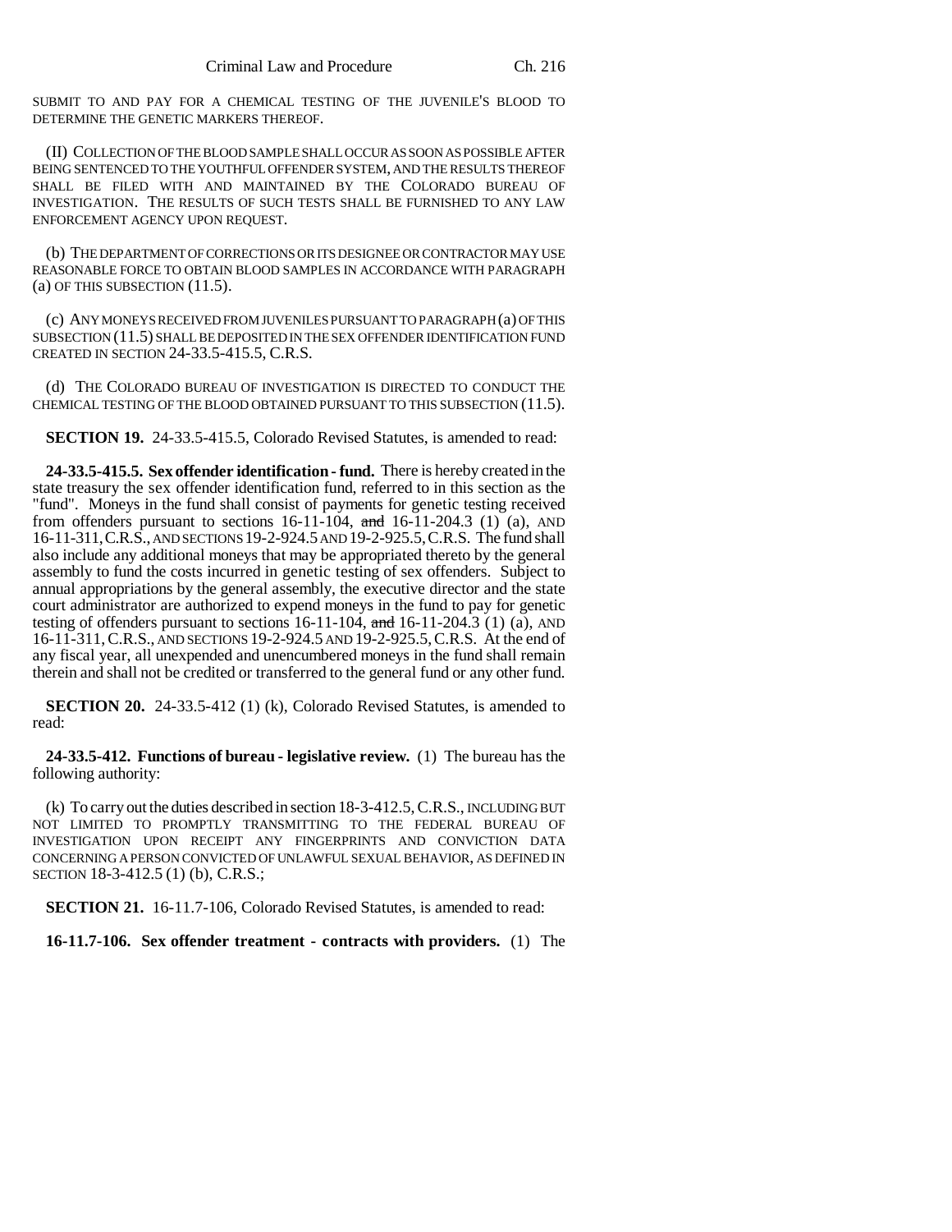SUBMIT TO AND PAY FOR A CHEMICAL TESTING OF THE JUVENILE'S BLOOD TO DETERMINE THE GENETIC MARKERS THEREOF.

(II) COLLECTION OF THE BLOOD SAMPLE SHALL OCCUR AS SOON AS POSSIBLE AFTER BEING SENTENCED TO THE YOUTHFUL OFFENDER SYSTEM, AND THE RESULTS THEREOF SHALL BE FILED WITH AND MAINTAINED BY THE COLORADO BUREAU OF INVESTIGATION. THE RESULTS OF SUCH TESTS SHALL BE FURNISHED TO ANY LAW ENFORCEMENT AGENCY UPON REQUEST.

(b) THE DEPARTMENT OF CORRECTIONS OR ITS DESIGNEE OR CONTRACTOR MAY USE REASONABLE FORCE TO OBTAIN BLOOD SAMPLES IN ACCORDANCE WITH PARAGRAPH (a) OF THIS SUBSECTION (11.5).

(c) ANY MONEYS RECEIVED FROM JUVENILES PURSUANT TO PARAGRAPH (a) OF THIS SUBSECTION (11.5) SHALL BE DEPOSITED IN THE SEX OFFENDER IDENTIFICATION FUND CREATED IN SECTION 24-33.5-415.5, C.R.S.

(d) THE COLORADO BUREAU OF INVESTIGATION IS DIRECTED TO CONDUCT THE CHEMICAL TESTING OF THE BLOOD OBTAINED PURSUANT TO THIS SUBSECTION (11.5).

**SECTION 19.** 24-33.5-415.5, Colorado Revised Statutes, is amended to read:

**24-33.5-415.5. Sex offender identification - fund.** There is hereby created in the state treasury the sex offender identification fund, referred to in this section as the "fund". Moneys in the fund shall consist of payments for genetic testing received from offenders pursuant to sections 16-11-104, ~~and~~ 16-11-204.3 (1) (a), AND 16-11-311, C.R.S., AND SECTIONS 19-2-924.5 AND 19-2-925.5, C.R.S. The fund shall also include any additional moneys that may be appropriated thereto by the general assembly to fund the costs incurred in genetic testing of sex offenders. Subject to annual appropriations by the general assembly, the executive director and the state court administrator are authorized to expend moneys in the fund to pay for genetic testing of offenders pursuant to sections 16-11-104, ~~and~~ 16-11-204.3 (1) (a), AND 16-11-311, C.R.S., AND SECTIONS 19-2-924.5 AND 19-2-925.5, C.R.S. At the end of any fiscal year, all unexpended and unencumbered moneys in the fund shall remain therein and shall not be credited or transferred to the general fund or any other fund.

**SECTION 20.** 24-33.5-412 (1) (k), Colorado Revised Statutes, is amended to read:

**24-33.5-412. Functions of bureau - legislative review.** (1) The bureau has the following authority:

(k) To carry out the duties described in section 18-3-412.5, C.R.S., INCLUDING BUT NOT LIMITED TO PROMPTLY TRANSMITTING TO THE FEDERAL BUREAU OF INVESTIGATION UPON RECEIPT ANY FINGERPRINTS AND CONVICTION DATA CONCERNING A PERSON CONVICTED OF UNLAWFUL SEXUAL BEHAVIOR, AS DEFINED IN SECTION 18-3-412.5 (1) (b), C.R.S.;

**SECTION 21.** 16-11.7-106, Colorado Revised Statutes, is amended to read:

**16-11.7-106. Sex offender treatment - contracts with providers.** (1) The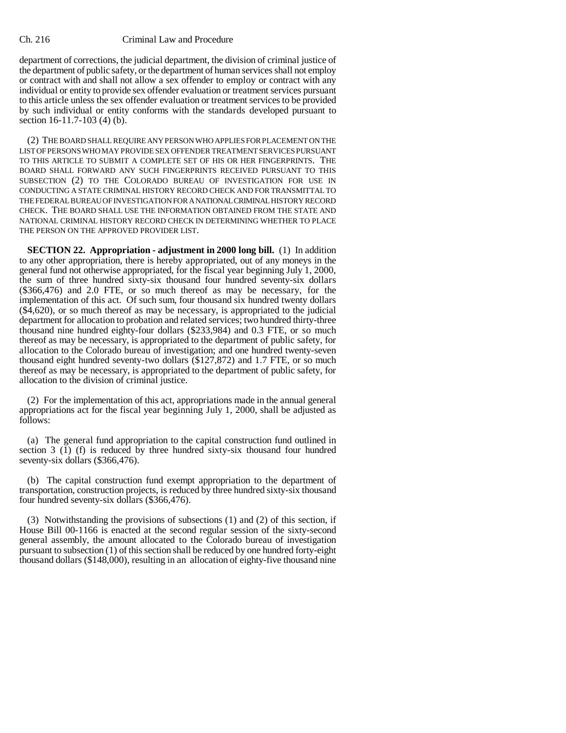department of corrections, the judicial department, the division of criminal justice of the department of public safety, or the department of human services shall not employ or contract with and shall not allow a sex offender to employ or contract with any individual or entity to provide sex offender evaluation or treatment services pursuant to this article unless the sex offender evaluation or treatment services to be provided by such individual or entity conforms with the standards developed pursuant to section 16-11.7-103 (4) (b).

(2) THE BOARD SHALL REQUIRE ANY PERSON WHO APPLIES FOR PLACEMENT ON THE LIST OF PERSONS WHO MAY PROVIDE SEX OFFENDER TREATMENT SERVICES PURSUANT TO THIS ARTICLE TO SUBMIT A COMPLETE SET OF HIS OR HER FINGERPRINTS. THE BOARD SHALL FORWARD ANY SUCH FINGERPRINTS RECEIVED PURSUANT TO THIS SUBSECTION (2) TO THE COLORADO BUREAU OF INVESTIGATION FOR USE IN CONDUCTING A STATE CRIMINAL HISTORY RECORD CHECK AND FOR TRANSMITTAL TO THE FEDERAL BUREAU OF INVESTIGATION FOR A NATIONAL CRIMINAL HISTORY RECORD CHECK. THE BOARD SHALL USE THE INFORMATION OBTAINED FROM THE STATE AND NATIONAL CRIMINAL HISTORY RECORD CHECK IN DETERMINING WHETHER TO PLACE THE PERSON ON THE APPROVED PROVIDER LIST.

**SECTION 22. Appropriation - adjustment in 2000 long bill.** (1) In addition to any other appropriation, there is hereby appropriated, out of any moneys in the general fund not otherwise appropriated, for the fiscal year beginning July 1, 2000, the sum of three hundred sixty-six thousand four hundred seventy-six dollars ($366,476) and 2.0 FTE, or so much thereof as may be necessary, for the implementation of this act. Of such sum, four thousand six hundred twenty dollars ($4,620), or so much thereof as may be necessary, is appropriated to the judicial department for allocation to probation and related services; two hundred thirty-three thousand nine hundred eighty-four dollars ($233,984) and 0.3 FTE, or so much thereof as may be necessary, is appropriated to the department of public safety, for allocation to the Colorado bureau of investigation; and one hundred twenty-seven thousand eight hundred seventy-two dollars ($127,872) and 1.7 FTE, or so much thereof as may be necessary, is appropriated to the department of public safety, for allocation to the division of criminal justice.

(2) For the implementation of this act, appropriations made in the annual general appropriations act for the fiscal year beginning July 1, 2000, shall be adjusted as follows:

(a) The general fund appropriation to the capital construction fund outlined in section 3 (1) (f) is reduced by three hundred sixty-six thousand four hundred seventy-six dollars ($366,476).

(b) The capital construction fund exempt appropriation to the department of transportation, construction projects, is reduced by three hundred sixty-six thousand four hundred seventy-six dollars ($366,476).

(3) Notwithstanding the provisions of subsections (1) and (2) of this section, if House Bill 00-1166 is enacted at the second regular session of the sixty-second general assembly, the amount allocated to the Colorado bureau of investigation pursuant to subsection (1) of this section shall be reduced by one hundred forty-eight thousand dollars ($148,000), resulting in an allocation of eighty-five thousand nine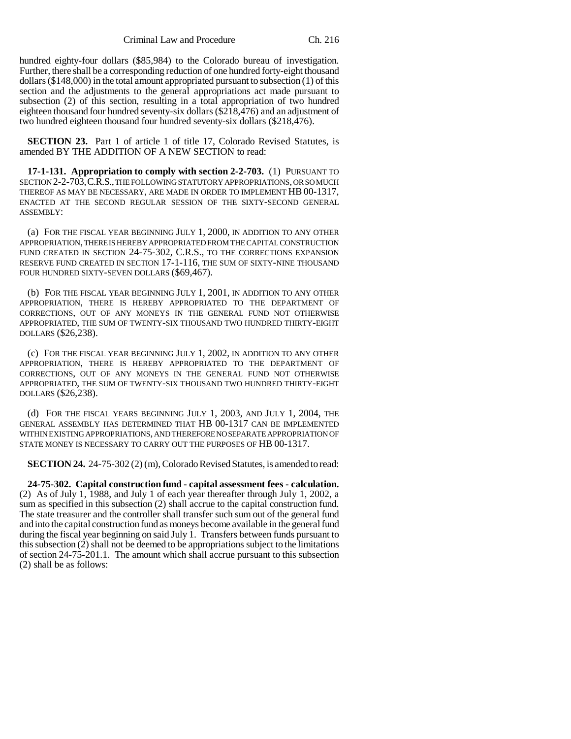hundred eighty-four dollars ($85,984) to the Colorado bureau of investigation. Further, there shall be a corresponding reduction of one hundred forty-eight thousand dollars ($148,000) in the total amount appropriated pursuant to subsection (1) of this section and the adjustments to the general appropriations act made pursuant to subsection (2) of this section, resulting in a total appropriation of two hundred eighteen thousand four hundred seventy-six dollars ($218,476) and an adjustment of two hundred eighteen thousand four hundred seventy-six dollars ($218,476).

**SECTION 23.** Part 1 of article 1 of title 17, Colorado Revised Statutes, is amended BY THE ADDITION OF A NEW SECTION to read:

**17-1-131. Appropriation to comply with section 2-2-703.** (1) PURSUANT TO SECTION 2-2-703, C.R.S., THE FOLLOWING STATUTORY APPROPRIATIONS, OR SO MUCH THEREOF AS MAY BE NECESSARY, ARE MADE IN ORDER TO IMPLEMENT HB 00-1317, ENACTED AT THE SECOND REGULAR SESSION OF THE SIXTY-SECOND GENERAL ASSEMBLY:

(a) FOR THE FISCAL YEAR BEGINNING JULY 1, 2000, IN ADDITION TO ANY OTHER APPROPRIATION, THERE IS HEREBY APPROPRIATED FROM THE CAPITAL CONSTRUCTION FUND CREATED IN SECTION 24-75-302, C.R.S., TO THE CORRECTIONS EXPANSION RESERVE FUND CREATED IN SECTION 17-1-116, THE SUM OF SIXTY-NINE THOUSAND FOUR HUNDRED SIXTY-SEVEN DOLLARS ($69,467).

(b) FOR THE FISCAL YEAR BEGINNING JULY 1, 2001, IN ADDITION TO ANY OTHER APPROPRIATION, THERE IS HEREBY APPROPRIATED TO THE DEPARTMENT OF CORRECTIONS, OUT OF ANY MONEYS IN THE GENERAL FUND NOT OTHERWISE APPROPRIATED, THE SUM OF TWENTY-SIX THOUSAND TWO HUNDRED THIRTY-EIGHT DOLLARS ($26,238).

(c) FOR THE FISCAL YEAR BEGINNING JULY 1, 2002, IN ADDITION TO ANY OTHER APPROPRIATION, THERE IS HEREBY APPROPRIATED TO THE DEPARTMENT OF CORRECTIONS, OUT OF ANY MONEYS IN THE GENERAL FUND NOT OTHERWISE APPROPRIATED, THE SUM OF TWENTY-SIX THOUSAND TWO HUNDRED THIRTY-EIGHT DOLLARS ($26,238).

(d) FOR THE FISCAL YEARS BEGINNING JULY 1, 2003, AND JULY 1, 2004, THE GENERAL ASSEMBLY HAS DETERMINED THAT HB 00-1317 CAN BE IMPLEMENTED WITHIN EXISTING APPROPRIATIONS, AND THEREFORE NO SEPARATE APPROPRIATION OF STATE MONEY IS NECESSARY TO CARRY OUT THE PURPOSES OF HB 00-1317.

**SECTION 24.** 24-75-302 (2) (m), Colorado Revised Statutes, is amended to read:

**24-75-302. Capital construction fund - capital assessment fees - calculation.** (2) As of July 1, 1988, and July 1 of each year thereafter through July 1, 2002, a sum as specified in this subsection (2) shall accrue to the capital construction fund. The state treasurer and the controller shall transfer such sum out of the general fund and into the capital construction fund as moneys become available in the general fund during the fiscal year beginning on said July 1. Transfers between funds pursuant to this subsection (2) shall not be deemed to be appropriations subject to the limitations of section 24-75-201.1. The amount which shall accrue pursuant to this subsection (2) shall be as follows: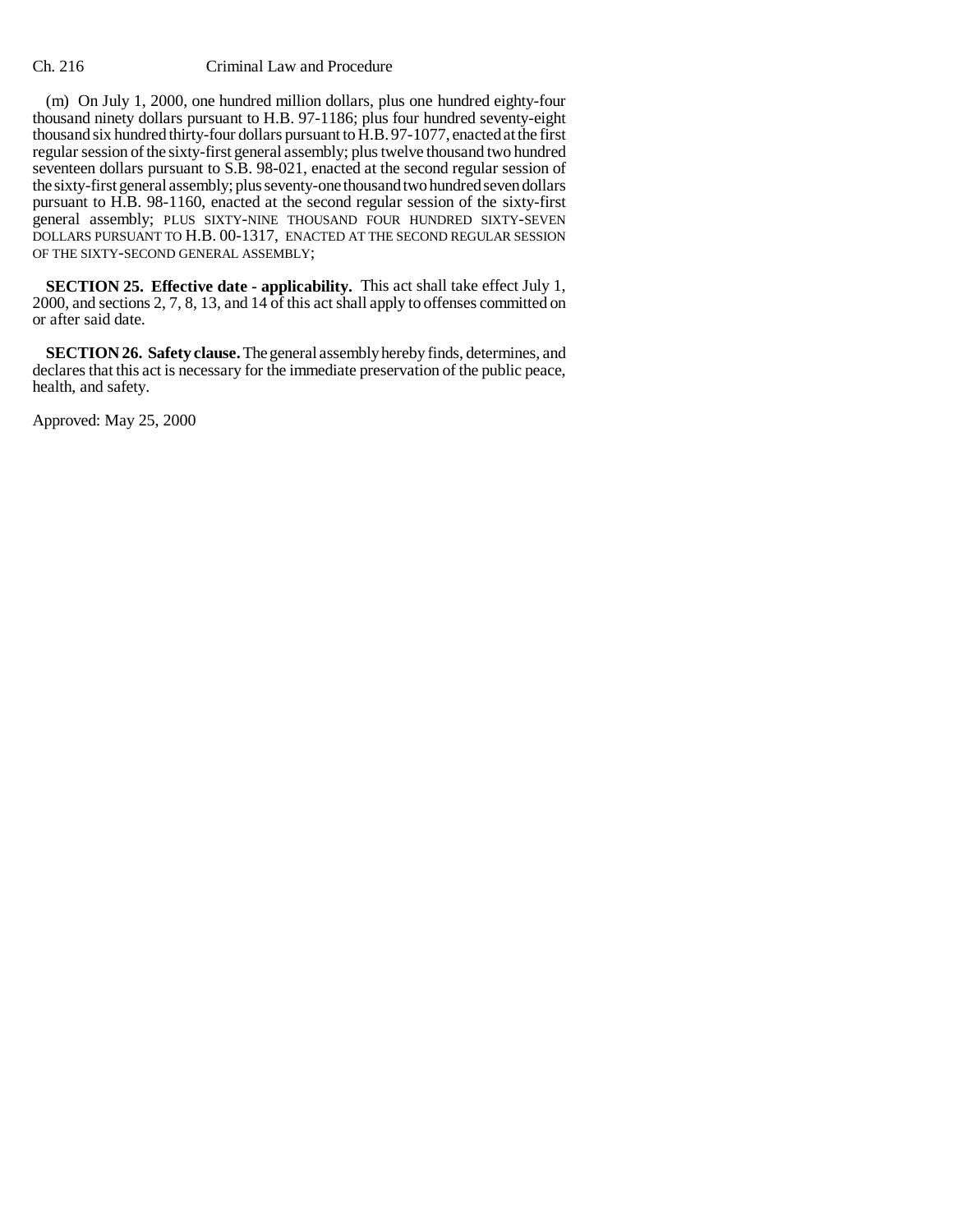(m) On July 1, 2000, one hundred million dollars, plus one hundred eighty-four thousand ninety dollars pursuant to H.B. 97-1186; plus four hundred seventy-eight thousand six hundred thirty-four dollars pursuant to H.B. 97-1077, enacted at the first regular session of the sixty-first general assembly; plus twelve thousand two hundred seventeen dollars pursuant to S.B. 98-021, enacted at the second regular session of the sixty-first general assembly; plus seventy-one thousand two hundred seven dollars pursuant to H.B. 98-1160, enacted at the second regular session of the sixty-first general assembly; PLUS SIXTY-NINE THOUSAND FOUR HUNDRED SIXTY-SEVEN DOLLARS PURSUANT TO H.B. 00-1317, ENACTED AT THE SECOND REGULAR SESSION OF THE SIXTY-SECOND GENERAL ASSEMBLY;

**SECTION 25. Effective date - applicability.** This act shall take effect July 1, 2000, and sections 2, 7, 8, 13, and 14 of this act shall apply to offenses committed on or after said date.

**SECTION 26. Safety clause.** The general assembly hereby finds, determines, and declares that this act is necessary for the immediate preservation of the public peace, health, and safety.

Approved: May 25, 2000